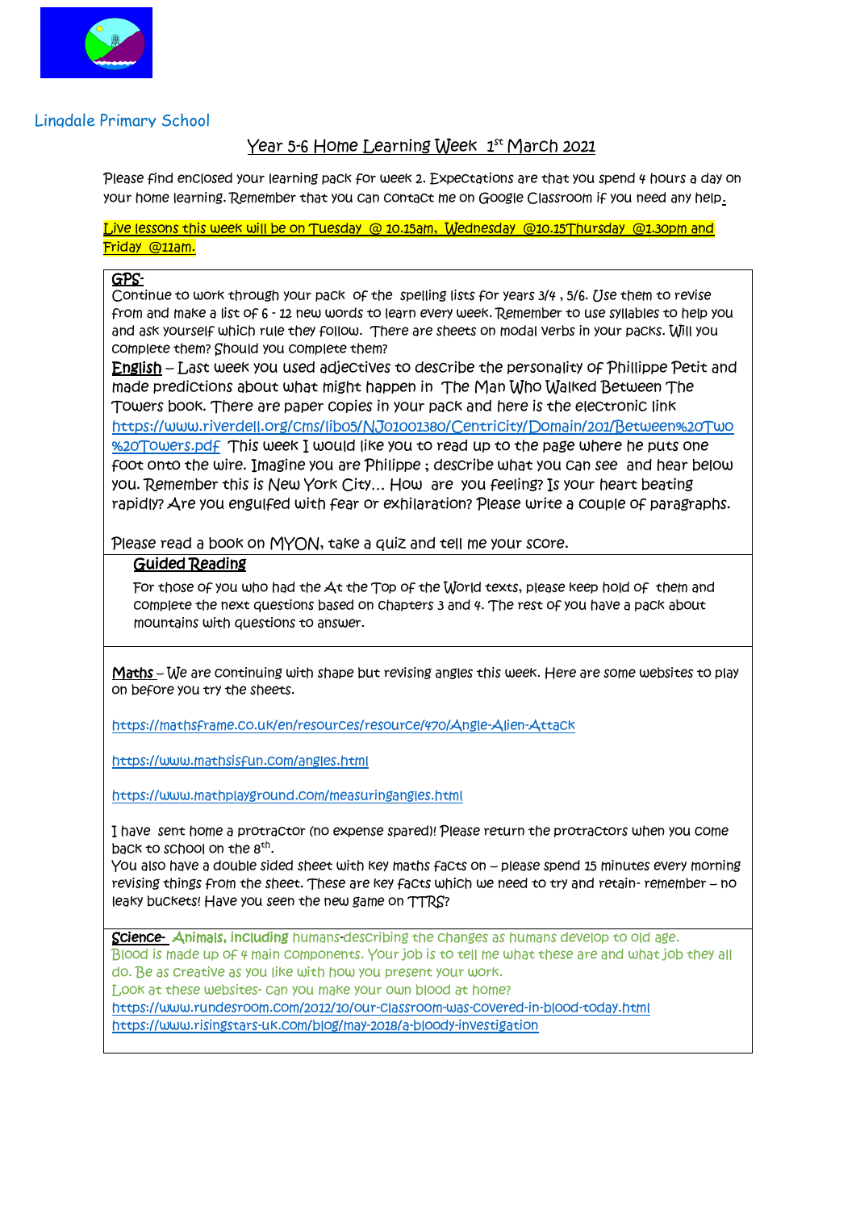Lingdale Primary School

# Year 5-6 Home Learning Week 1st March 2021

Please find enclosed your learning pack for week 2. Expectations are that you spend 4 hours a day on your home learning. Remember that you can contact me on Google Classroom if you need any help.

Live lessons this week will be on Tuesday @ 10.15am, Wednesday @10.15Thursday @1.30pm and Friday @11am.

**GPS-**
Continue to work through your pack of the spelling lists for years 3/4 , 5/6. Use them to revise from and make a list of 6 - 12 new words to learn every week. Remember to use syllables to help you and ask yourself which rule they follow. There are sheets on modal verbs in your packs. Will you complete them? Should you complete them?

**English** – Last week you used adjectives to describe the personality of Phillippe Petit and made predictions about what might happen in The Man Who Walked Between The Towers book. There are paper copies in your pack and here is the electronic link https://www.riverdell.org/cms/lib05/NJ01001380/Centricity/Domain/201/Between%20Two%20Towers.pdf This week I would like you to read up to the page where he puts one foot onto the wire. Imagine you are Philippe ; describe what you can see and hear below you. Remember this is New York City… How are you feeling? Is your heart beating rapidly? Are you engulfed with fear or exhilaration? Please write a couple of paragraphs.

Please read a book on MYON, take a quiz and tell me your score.

**Guided Reading**

For those of you who had the At the Top of the World texts, please keep hold of them and complete the next questions based on chapters 3 and 4. The rest of you have a pack about mountains with questions to answer.

**Maths** – We are continuing with shape but revising angles this week. Here are some websites to play on before you try the sheets.

https://mathsframe.co.uk/en/resources/resource/470/Angle-Alien-Attack

https://www.mathsisfun.com/angles.html

https://www.mathplayground.com/measuringangles.html

I have sent home a protractor (no expense spared)! Please return the protractors when you come back to school on the 8th.
You also have a double sided sheet with key maths facts on – please spend 15 minutes every morning revising things from the sheet. These are key facts which we need to try and retain- remember – no leaky buckets! Have you seen the new game on TTRS?

**Science-** **Animals, including** humans-describing the changes as humans develop to old age.
Blood is made up of 4 main components. Your job is to tell me what these are and what job they all do. Be as creative as you like with how you present your work.
Look at these websites- Can you make your own blood at home?
https://www.rundesroom.com/2012/10/our-classroom-was-covered-in-blood-today.html
https://www.risingstars-uk.com/blog/may-2018/a-bloody-investigation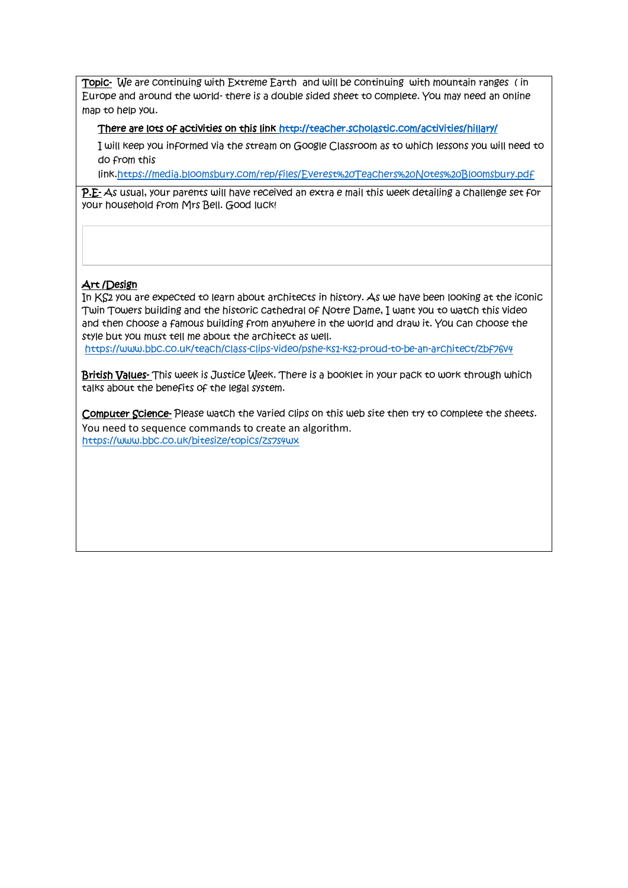**Topic-** We are continuing with Extreme Earth and will be continuing with mountain ranges ( in Europe and around the world- there is a double sided sheet to complete. You may need an online map to help you.

**There are lots of activities on this link** http://teacher.scholastic.com/activities/hillary/

I will keep you informed via the stream on Google Classroom as to which lessons you will need to do from this link.https://media.bloomsbury.com/rep/files/Everest%20Teachers%20Notes%20Bloomsbury.pdf

**P.E-** As usual, your parents will have received an extra e mail this week detailing a challenge set for your household from Mrs Bell. Good luck!

**Art /Design**

In KS2 you are expected to learn about architects in history. As we have been looking at the iconic Twin Towers building and the historic cathedral of Notre Dame, I want you to watch this video and then choose a famous building from anywhere in the world and draw it. You can choose the style but you must tell me about the architect as well.

https://www.bbc.co.uk/teach/class-clips-video/pshe-ks1-ks2-proud-to-be-an-architect/zbf76v4

**British Values-** This week is Justice Week. There is a booklet in your pack to work through which talks about the benefits of the legal system.

**Computer Science-** Please watch the varied clips on this web site then try to complete the sheets. You need to sequence commands to create an algorithm.

https://www.bbc.co.uk/bitesize/topics/zs7s4wx